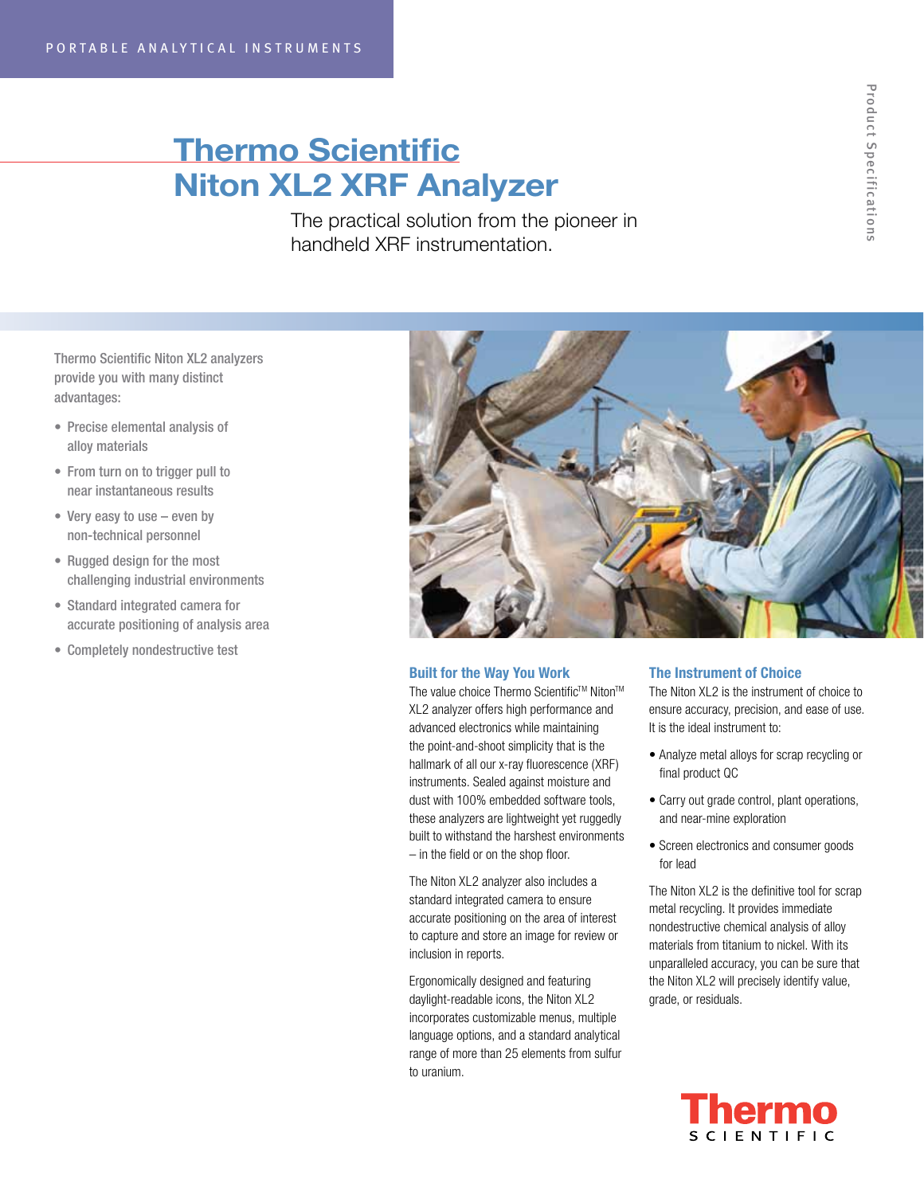PORTABLE ANALYTICAL INSTRUMENTS

# Thermo Scientific Niton XL2 XRF Analyzer

The practical solution from the pioneer in handheld XRF instrumentation.

Product Specifications

Thermo Scientific Niton XL2 analyzers provide you with many distinct advantages:

- Precise elemental analysis of alloy materials
- From turn on to trigger pull to near instantaneous results
- Very easy to use – even by non-technical personnel
- Rugged design for the most challenging industrial environments
- Standard integrated camera for accurate positioning of analysis area
- Completely nondestructive test

## Built for the Way You Work

The value choice Thermo Scientific™ Niton™ XL2 analyzer offers high performance and advanced electronics while maintaining the point-and-shoot simplicity that is the hallmark of all our x-ray fluorescence (XRF) instruments. Sealed against moisture and dust with 100% embedded software tools, these analyzers are lightweight yet ruggedly built to withstand the harshest environments – in the field or on the shop floor.

The Niton XL2 analyzer also includes a standard integrated camera to ensure accurate positioning on the area of interest to capture and store an image for review or inclusion in reports.

Ergonomically designed and featuring daylight-readable icons, the Niton XL2 incorporates customizable menus, multiple language options, and a standard analytical range of more than 25 elements from sulfur to uranium.

## The Instrument of Choice

The Niton XL2 is the instrument of choice to ensure accuracy, precision, and ease of use. It is the ideal instrument to:

- Analyze metal alloys for scrap recycling or final product QC
- Carry out grade control, plant operations, and near-mine exploration
- Screen electronics and consumer goods for lead

The Niton XL2 is the definitive tool for scrap metal recycling. It provides immediate nondestructive chemical analysis of alloy materials from titanium to nickel. With its unparalleled accuracy, you can be sure that the Niton XL2 will precisely identify value, grade, or residuals.

Thermo SCIENTIFIC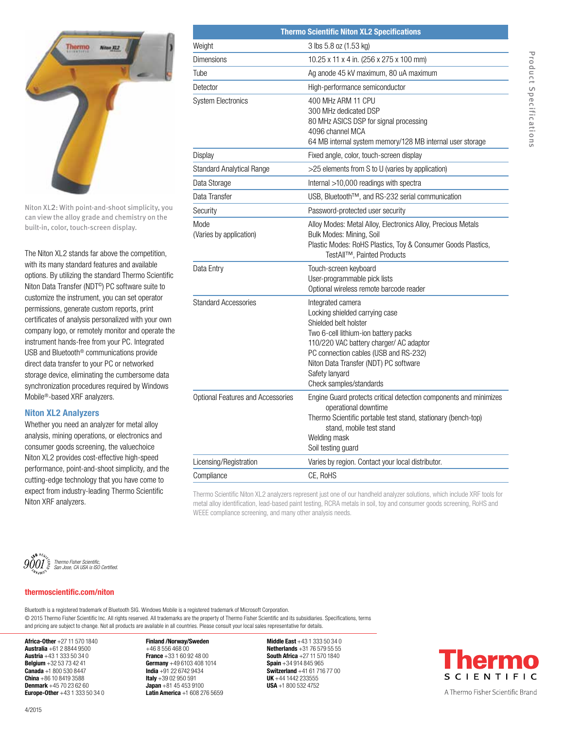Niton XL2: With point-and-shoot simplicity, you can view the alloy grade and chemistry on the built-in, color, touch-screen display.

The Niton XL2 stands far above the competition, with its many standard features and available options. By utilizing the standard Thermo Scientific Niton Data Transfer (NDT©) PC software suite to customize the instrument, you can set operator permissions, generate custom reports, print certificates of analysis personalized with your own company logo, or remotely monitor and operate the instrument hands-free from your PC. Integrated USB and Bluetooth® communications provide direct data transfer to your PC or networked storage device, eliminating the cumbersome data synchronization procedures required by Windows Mobile®-based XRF analyzers.

## Niton XL2 Analyzers

Whether you need an analyzer for metal alloy analysis, mining operations, or electronics and consumer goods screening, the valuechoice Niton XL2 provides cost-effective high-speed performance, point-and-shoot simplicity, and the cutting-edge technology that you have come to expect from industry-leading Thermo Scientific Niton XRF analyzers.

| Thermo Scientific Niton XL2 Specifications | |
|---|---|
| Weight | 3 lbs 5.8 oz (1.53 kg) |
| Dimensions | 10.25 x 11 x 4 in. (256 x 275 x 100 mm) |
| Tube | Ag anode 45 kV maximum, 80 uA maximum |
| Detector | High-performance semiconductor |
| System Electronics | 400 MHz ARM 11 CPU<br>300 MHz dedicated DSP<br>80 MHz ASICS DSP for signal processing<br>4096 channel MCA<br>64 MB internal system memory/128 MB internal user storage |
| Display | Fixed angle, color, touch-screen display |
| Standard Analytical Range | >25 elements from S to U (varies by application) |
| Data Storage | Internal >10,000 readings with spectra |
| Data Transfer | USB, Bluetooth™, and RS-232 serial communication |
| Security | Password-protected user security |
| Mode<br>(Varies by application) | Alloy Modes: Metal Alloy, Electronics Alloy, Precious Metals<br>Bulk Modes: Mining, Soil<br>Plastic Modes: RoHS Plastics, Toy & Consumer Goods Plastics, TestAll™, Painted Products |
| Data Entry | Touch-screen keyboard<br>User-programmable pick lists<br>Optional wireless remote barcode reader |
| Standard Accessories | Integrated camera<br>Locking shielded carrying case<br>Shielded belt holster<br>Two 6-cell lithium-ion battery packs<br>110/220 VAC battery charger/ AC adaptor<br>PC connection cables (USB and RS-232)<br>Niton Data Transfer (NDT) PC software<br>Safety lanyard<br>Check samples/standards |
| Optional Features and Accessories | Engine Guard protects critical detection components and minimizes operational downtime<br>Thermo Scientific portable test stand, stationary (bench-top) stand, mobile test stand<br>Welding mask<br>Soil testing guard |
| Licensing/Registration | Varies by region. Contact your local distributor. |
| Compliance | CE, RoHS |

Thermo Scientific Niton XL2 analyzers represent just one of our handheld analyzer solutions, which include XRF tools for metal alloy identification, lead-based paint testing, RCRA metals in soil, toy and consumer goods screening, RoHS and WEEE compliance screening, and many other analysis needs.

9001 — Thermo Fisher Scientific, San Jose, CA USA is ISO Certified.

**thermoscientific.com/niton**

Bluetooth is a registered trademark of Bluetooth SIG. Windows Mobile is a registered trademark of Microsoft Corporation.
© 2015 Thermo Fisher Scientific Inc. All rights reserved. All trademarks are the property of Thermo Fisher Scientific and its subsidiaries. Specifications, terms and pricing are subject to change. Not all products are available in all countries. Please consult your local sales representative for details.

**Africa-Other** +27 11 570 1840
**Australia** +61 2 8844 9500
**Austria** +43 1 333 50 34 0
**Belgium** +32 53 73 42 41
**Canada** +1 800 530 8447
**China** +86 10 8419 3588
**Denmark** +45 70 23 62 60
**Europe-Other** +43 1 333 50 34 0
**Finland /Norway/Sweden** +46 8 556 468 00
**France** +33 1 60 92 48 00
**Germany** +49 6103 408 1014
**India** +91 22 6742 9434
**Italy** +39 02 950 591
**Japan** +81 45 453 9100
**Latin America** +1 608 276 5659
**Middle East** +43 1 333 50 34 0
**Netherlands** +31 76 579 55 55
**South Africa** +27 11 570 1840
**Spain** +34 914 845 965
**Switzerland** +41 61 716 77 00
**UK** +44 1442 233555
**USA** +1 800 532 4752

Thermo SCIENTIFIC
A Thermo Fisher Scientific Brand

4/2015